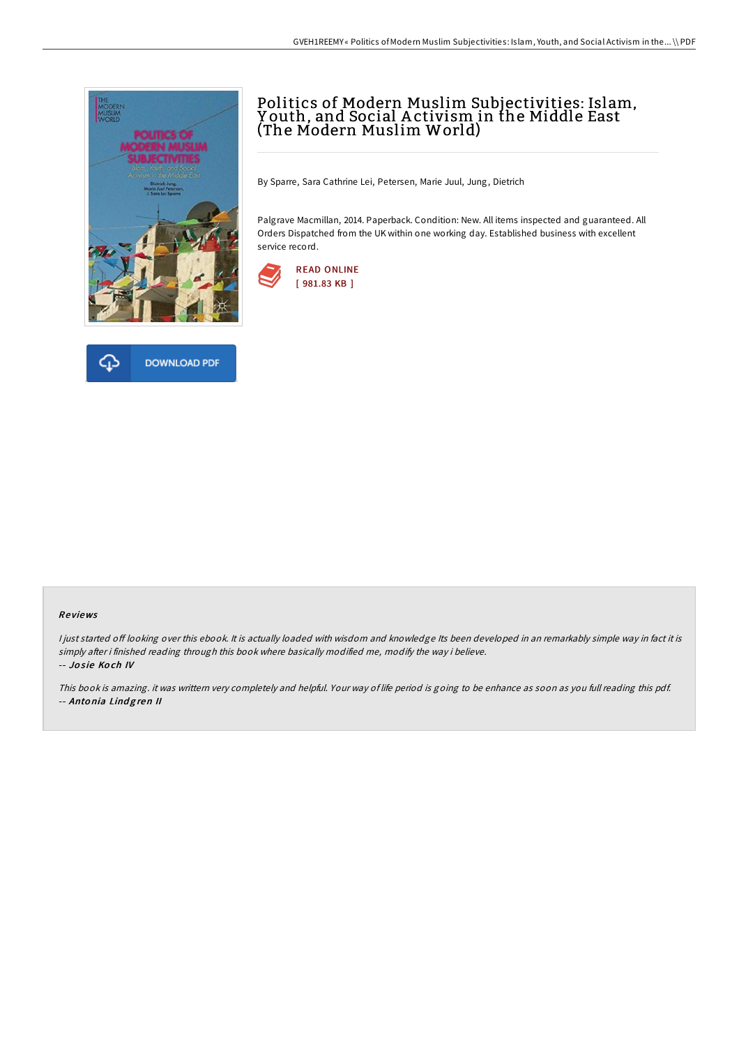# Politics of Modern Muslim Subjectivities: Islam, Youth, and Social Activism in the Middle East (The Modern Muslim World)

By Sparre, Sara Cathrine Lei, Petersen, Marie Juul, Jung, Dietrich

Palgrave Macmillan, 2014. Paperback. Condition: New. All items inspected and guaranteed. All Orders Dispatched from the UK within one working day. Established business with excellent service record.

READ ONLINE
[ 981.83 KB ]

DOWNLOAD PDF

## Reviews

*I just started off looking over this ebook. It is actually loaded with wisdom and knowledge Its been developed in an remarkably simple way in fact it is simply after i finished reading through this book where basically modified me, modify the way i believe.*
-- ***Josie Koch IV***

*This book is amazing. it was writtern very completely and helpful. Your way of life period is going to be enhance as soon as you full reading this pdf.*
-- ***Antonia Lindgren II***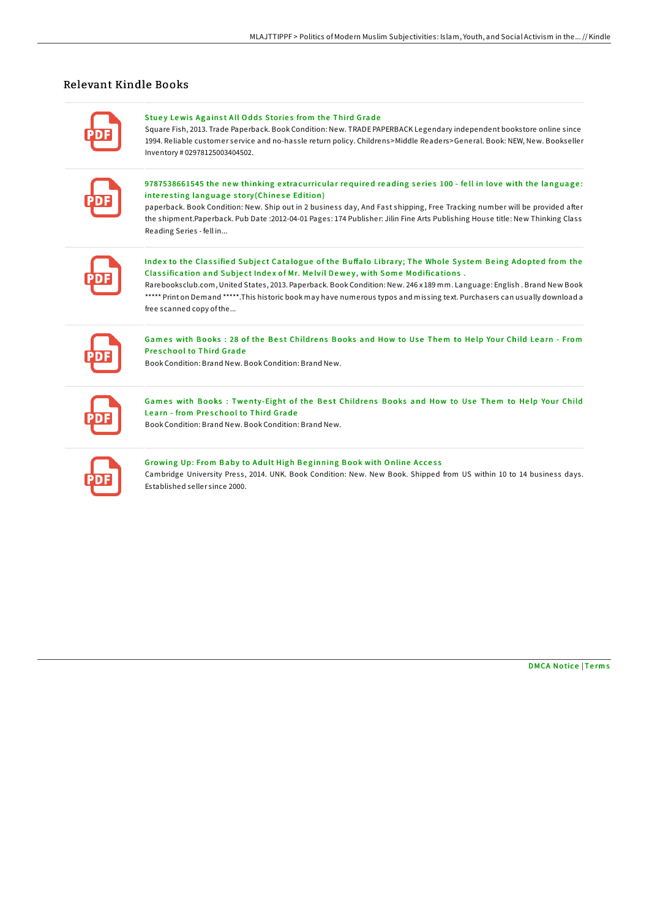## Relevant Kindle Books

**Stuey Lewis Against All Odds Stories from the Third Grade**

Square Fish, 2013. Trade Paperback. Book Condition: New. TRADE PAPERBACK Legendary independent bookstore online since 1994. Reliable customer service and no-hassle return policy. Childrens>Middle Readers>General. Book: NEW, New. Bookseller Inventory # 02978125003404502.

**9787538661545 the new thinking extracurricular required reading series 100 - fell in love with the language: interesting language story(Chinese Edition)**

paperback. Book Condition: New. Ship out in 2 business day, And Fast shipping, Free Tracking number will be provided after the shipment.Paperback. Pub Date :2012-04-01 Pages: 174 Publisher: Jilin Fine Arts Publishing House title: New Thinking Class Reading Series - fell in...

**Index to the Classified Subject Catalogue of the Buffalo Library; The Whole System Being Adopted from the Classification and Subject Index of Mr. Melvil Dewey, with Some Modifications .**

Rarebooksclub.com, United States, 2013. Paperback. Book Condition: New. 246 x 189 mm. Language: English . Brand New Book ***** Print on Demand *****.This historic book may have numerous typos and missing text. Purchasers can usually download a free scanned copy of the...

**Games with Books : 28 of the Best Childrens Books and How to Use Them to Help Your Child Learn - From Preschool to Third Grade**

Book Condition: Brand New. Book Condition: Brand New.

**Games with Books : Twenty-Eight of the Best Childrens Books and How to Use Them to Help Your Child Learn - from Preschool to Third Grade**

Book Condition: Brand New. Book Condition: Brand New.

**Growing Up: From Baby to Adult High Beginning Book with Online Access**

Cambridge University Press, 2014. UNK. Book Condition: New. New Book. Shipped from US within 10 to 14 business days. Established seller since 2000.

DMCA Notice | Terms